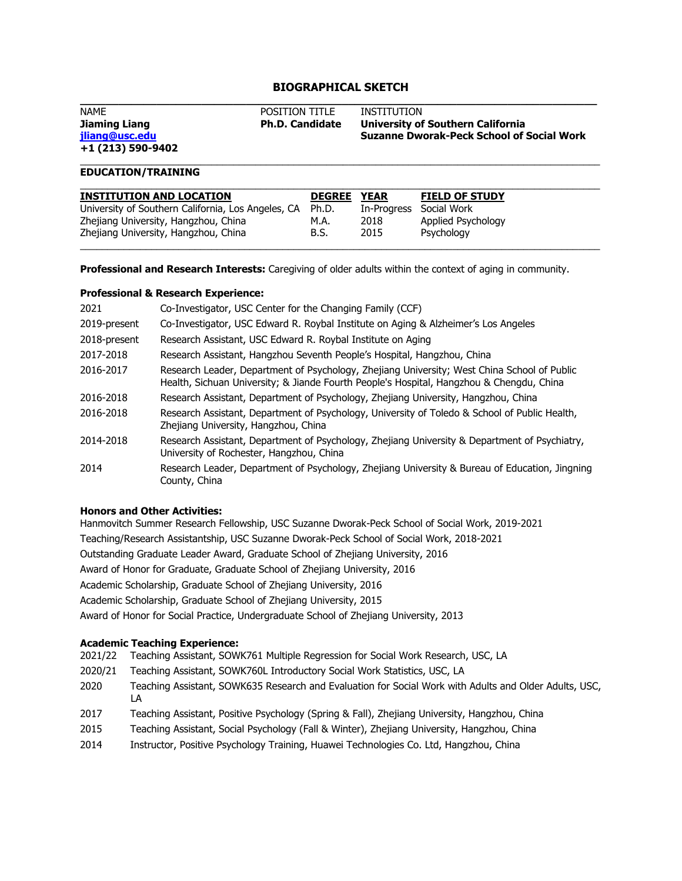# BIOGRAPHICAL SKETCH

| NAME | POSITION TITLE | INSTITUTION |
|---|---|---|
| **Jiaming Liang** | **Ph.D. Candidate** | **University of Southern California** |
| **jliang@usc.edu** | | **Suzanne Dworak-Peck School of Social Work** |
| **+1 (213) 590-9402** | | |

## EDUCATION/TRAINING

| INSTITUTION AND LOCATION | DEGREE | YEAR | FIELD OF STUDY |
|---|---|---|---|
| University of Southern California, Los Angeles, CA | Ph.D. | In-Progress | Social Work |
| Zhejiang University, Hangzhou, China | M.A. | 2018 | Applied Psychology |
| Zhejiang University, Hangzhou, China | B.S. | 2015 | Psychology |

**Professional and Research Interests:** Caregiving of older adults within the context of aging in community.

**Professional & Research Experience:**

| | |
|---|---|
| 2021 | Co-Investigator, USC Center for the Changing Family (CCF) |
| 2019-present | Co-Investigator, USC Edward R. Roybal Institute on Aging & Alzheimer's Los Angeles |
| 2018-present | Research Assistant, USC Edward R. Roybal Institute on Aging |
| 2017-2018 | Research Assistant, Hangzhou Seventh People's Hospital, Hangzhou, China |
| 2016-2017 | Research Leader, Department of Psychology, Zhejiang University; West China School of Public Health, Sichuan University; & Jiande Fourth People's Hospital, Hangzhou & Chengdu, China |
| 2016-2018 | Research Assistant, Department of Psychology, Zhejiang University, Hangzhou, China |
| 2016-2018 | Research Assistant, Department of Psychology, University of Toledo & School of Public Health, Zhejiang University, Hangzhou, China |
| 2014-2018 | Research Assistant, Department of Psychology, Zhejiang University & Department of Psychiatry, University of Rochester, Hangzhou, China |
| 2014 | Research Leader, Department of Psychology, Zhejiang University & Bureau of Education, Jingning County, China |

**Honors and Other Activities:**

Hanmovitch Summer Research Fellowship, USC Suzanne Dworak-Peck School of Social Work, 2019-2021

Teaching/Research Assistantship, USC Suzanne Dworak-Peck School of Social Work, 2018-2021

Outstanding Graduate Leader Award, Graduate School of Zhejiang University, 2016

Award of Honor for Graduate, Graduate School of Zhejiang University, 2016

Academic Scholarship, Graduate School of Zhejiang University, 2016

Academic Scholarship, Graduate School of Zhejiang University, 2015

Award of Honor for Social Practice, Undergraduate School of Zhejiang University, 2013

**Academic Teaching Experience:**

| | |
|---|---|
| 2021/22 | Teaching Assistant, SOWK761 Multiple Regression for Social Work Research, USC, LA |
| 2020/21 | Teaching Assistant, SOWK760L Introductory Social Work Statistics, USC, LA |
| 2020 | Teaching Assistant, SOWK635 Research and Evaluation for Social Work with Adults and Older Adults, USC, LA |
| 2017 | Teaching Assistant, Positive Psychology (Spring & Fall), Zhejiang University, Hangzhou, China |
| 2015 | Teaching Assistant, Social Psychology (Fall & Winter), Zhejiang University, Hangzhou, China |
| 2014 | Instructor, Positive Psychology Training, Huawei Technologies Co. Ltd, Hangzhou, China |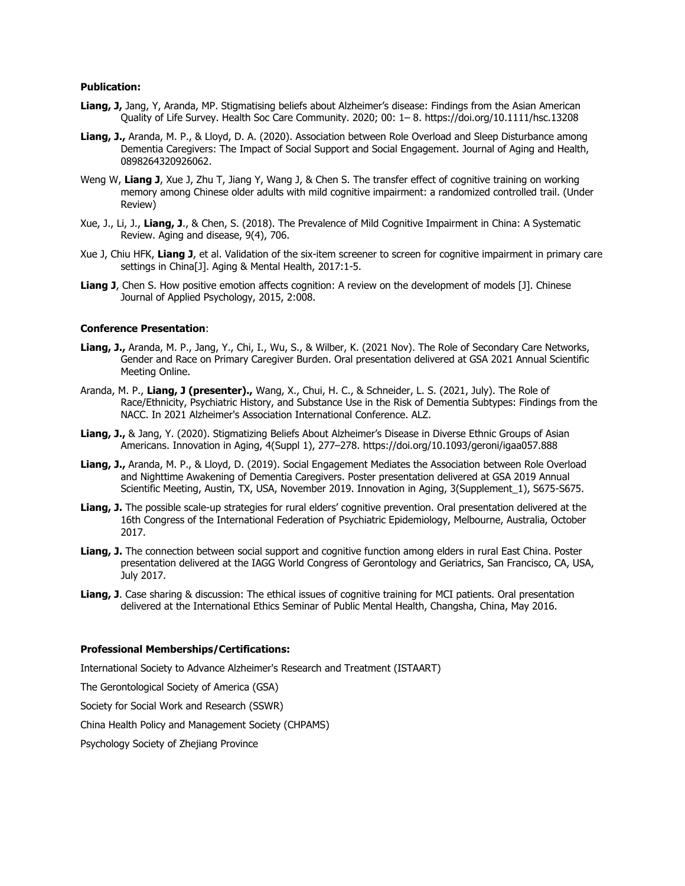**Publication:**

**Liang, J,** Jang, Y, Aranda, MP. Stigmatising beliefs about Alzheimer's disease: Findings from the Asian American Quality of Life Survey. Health Soc Care Community. 2020; 00: 1– 8. https://doi.org/10.1111/hsc.13208

**Liang, J.,** Aranda, M. P., & Lloyd, D. A. (2020). Association between Role Overload and Sleep Disturbance among Dementia Caregivers: The Impact of Social Support and Social Engagement. Journal of Aging and Health, 0898264320926062.

Weng W, **Liang J**, Xue J, Zhu T, Jiang Y, Wang J, & Chen S. The transfer effect of cognitive training on working memory among Chinese older adults with mild cognitive impairment: a randomized controlled trail. (Under Review)

Xue, J., Li, J., **Liang, J**., & Chen, S. (2018). The Prevalence of Mild Cognitive Impairment in China: A Systematic Review. Aging and disease, 9(4), 706.

Xue J, Chiu HFK, **Liang J**, et al. Validation of the six-item screener to screen for cognitive impairment in primary care settings in China[J]. Aging & Mental Health, 2017:1-5.

**Liang J**, Chen S. How positive emotion affects cognition: A review on the development of models [J]. Chinese Journal of Applied Psychology, 2015, 2:008.

**Conference Presentation**:

**Liang, J.,** Aranda, M. P., Jang, Y., Chi, I., Wu, S., & Wilber, K. (2021 Nov). The Role of Secondary Care Networks, Gender and Race on Primary Caregiver Burden. Oral presentation delivered at GSA 2021 Annual Scientific Meeting Online.

Aranda, M. P., **Liang, J (presenter).,** Wang, X., Chui, H. C., & Schneider, L. S. (2021, July). The Role of Race/Ethnicity, Psychiatric History, and Substance Use in the Risk of Dementia Subtypes: Findings from the NACC. In 2021 Alzheimer's Association International Conference. ALZ.

**Liang, J.,** & Jang, Y. (2020). Stigmatizing Beliefs About Alzheimer's Disease in Diverse Ethnic Groups of Asian Americans. Innovation in Aging, 4(Suppl 1), 277–278. https://doi.org/10.1093/geroni/igaa057.888

**Liang, J.,** Aranda, M. P., & Lloyd, D. (2019). Social Engagement Mediates the Association between Role Overload and Nighttime Awakening of Dementia Caregivers. Poster presentation delivered at GSA 2019 Annual Scientific Meeting, Austin, TX, USA, November 2019. Innovation in Aging, 3(Supplement_1), S675-S675.

**Liang, J.** The possible scale-up strategies for rural elders' cognitive prevention. Oral presentation delivered at the 16th Congress of the International Federation of Psychiatric Epidemiology, Melbourne, Australia, October 2017.

**Liang, J.** The connection between social support and cognitive function among elders in rural East China. Poster presentation delivered at the IAGG World Congress of Gerontology and Geriatrics, San Francisco, CA, USA, July 2017.

**Liang, J**. Case sharing & discussion: The ethical issues of cognitive training for MCI patients. Oral presentation delivered at the International Ethics Seminar of Public Mental Health, Changsha, China, May 2016.

**Professional Memberships/Certifications:**

International Society to Advance Alzheimer's Research and Treatment (ISTAART)

The Gerontological Society of America (GSA)

Society for Social Work and Research (SSWR)

China Health Policy and Management Society (CHPAMS)

Psychology Society of Zhejiang Province